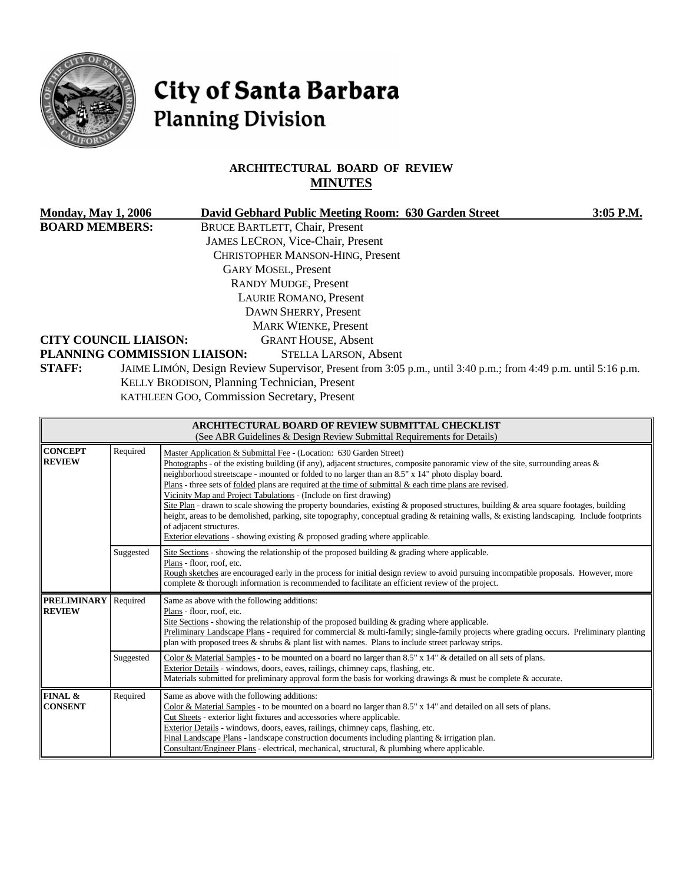# City of Santa Barbara
## Planning Division

### ARCHITECTURAL BOARD OF REVIEW
### MINUTES

**Monday, May 1, 2006** **David Gebhard Public Meeting Room: 630 Garden Street** **3:05 P.M.**

**BOARD MEMBERS:**
BRUCE BARTLETT, Chair, Present
JAMES LECRON, Vice-Chair, Present
CHRISTOPHER MANSON-HING, Present
GARY MOSEL, Present
RANDY MUDGE, Present
LAURIE ROMANO, Present
DAWN SHERRY, Present
MARK WIENKE, Present

**CITY COUNCIL LIAISON:** GRANT HOUSE, Absent

**PLANNING COMMISSION LIAISON:** STELLA LARSON, Absent

**STAFF:** JAIME LIMÓN, Design Review Supervisor, Present from 3:05 p.m., until 3:40 p.m.; from 4:49 p.m. until 5:16 p.m.
KELLY BRODISON, Planning Technician, Present
KATHLEEN GOO, Commission Secretary, Present

| ARCHITECTURAL BOARD OF REVIEW SUBMITTAL CHECKLIST (See ABR Guidelines & Design Review Submittal Requirements for Details) | | |
|---|---|---|
| **CONCEPT REVIEW** | Required | Master Application & Submittal Fee - (Location: 630 Garden Street)<br>Photographs - of the existing building (if any), adjacent structures, composite panoramic view of the site, surrounding areas & neighborhood streetscape - mounted or folded to no larger than an 8.5" x 14" photo display board.<br>Plans - three sets of folded plans are required at the time of submittal & each time plans are revised.<br>Vicinity Map and Project Tabulations - (Include on first drawing)<br>Site Plan - drawn to scale showing the property boundaries, existing & proposed structures, building & area square footages, building height, areas to be demolished, parking, site topography, conceptual grading & retaining walls, & existing landscaping. Include footprints of adjacent structures.<br>Exterior elevations - showing existing & proposed grading where applicable. |
| | Suggested | Site Sections - showing the relationship of the proposed building & grading where applicable.<br>Plans - floor, roof, etc.<br>Rough sketches are encouraged early in the process for initial design review to avoid pursuing incompatible proposals. However, more complete & thorough information is recommended to facilitate an efficient review of the project. |
| **PRELIMINARY REVIEW** | Required | Same as above with the following additions:<br>Plans - floor, roof, etc.<br>Site Sections - showing the relationship of the proposed building & grading where applicable.<br>Preliminary Landscape Plans - required for commercial & multi-family; single-family projects where grading occurs. Preliminary planting plan with proposed trees & shrubs & plant list with names. Plans to include street parkway strips. |
| | Suggested | Color & Material Samples - to be mounted on a board no larger than 8.5" x 14" & detailed on all sets of plans.<br>Exterior Details - windows, doors, eaves, railings, chimney caps, flashing, etc.<br>Materials submitted for preliminary approval form the basis for working drawings & must be complete & accurate. |
| **FINAL & CONSENT** | Required | Same as above with the following additions:<br>Color & Material Samples - to be mounted on a board no larger than 8.5" x 14" and detailed on all sets of plans.<br>Cut Sheets - exterior light fixtures and accessories where applicable.<br>Exterior Details - windows, doors, eaves, railings, chimney caps, flashing, etc.<br>Final Landscape Plans - landscape construction documents including planting & irrigation plan.<br>Consultant/Engineer Plans - electrical, mechanical, structural, & plumbing where applicable. |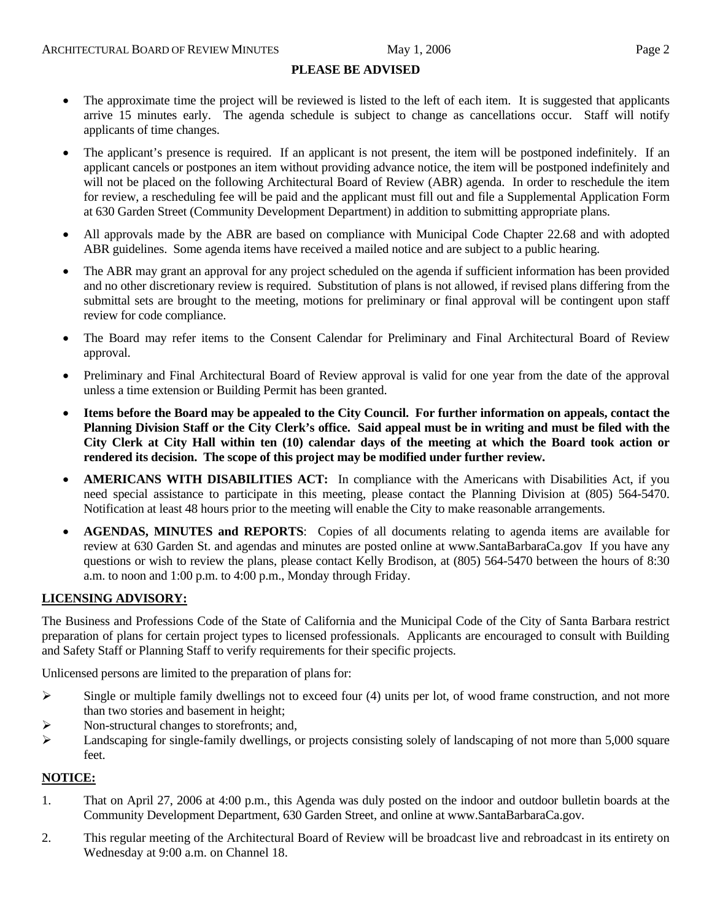## PLEASE BE ADVISED

- The approximate time the project will be reviewed is listed to the left of each item. It is suggested that applicants arrive 15 minutes early. The agenda schedule is subject to change as cancellations occur. Staff will notify applicants of time changes.
- The applicant's presence is required. If an applicant is not present, the item will be postponed indefinitely. If an applicant cancels or postpones an item without providing advance notice, the item will be postponed indefinitely and will not be placed on the following Architectural Board of Review (ABR) agenda. In order to reschedule the item for review, a rescheduling fee will be paid and the applicant must fill out and file a Supplemental Application Form at 630 Garden Street (Community Development Department) in addition to submitting appropriate plans.
- All approvals made by the ABR are based on compliance with Municipal Code Chapter 22.68 and with adopted ABR guidelines. Some agenda items have received a mailed notice and are subject to a public hearing.
- The ABR may grant an approval for any project scheduled on the agenda if sufficient information has been provided and no other discretionary review is required. Substitution of plans is not allowed, if revised plans differing from the submittal sets are brought to the meeting, motions for preliminary or final approval will be contingent upon staff review for code compliance.
- The Board may refer items to the Consent Calendar for Preliminary and Final Architectural Board of Review approval.
- Preliminary and Final Architectural Board of Review approval is valid for one year from the date of the approval unless a time extension or Building Permit has been granted.
- **Items before the Board may be appealed to the City Council. For further information on appeals, contact the Planning Division Staff or the City Clerk's office. Said appeal must be in writing and must be filed with the City Clerk at City Hall within ten (10) calendar days of the meeting at which the Board took action or rendered its decision. The scope of this project may be modified under further review.**
- **AMERICANS WITH DISABILITIES ACT:** In compliance with the Americans with Disabilities Act, if you need special assistance to participate in this meeting, please contact the Planning Division at (805) 564-5470. Notification at least 48 hours prior to the meeting will enable the City to make reasonable arrangements.
- **AGENDAS, MINUTES and REPORTS**: Copies of all documents relating to agenda items are available for review at 630 Garden St. and agendas and minutes are posted online at www.SantaBarbaraCa.gov If you have any questions or wish to review the plans, please contact Kelly Brodison, at (805) 564-5470 between the hours of 8:30 a.m. to noon and 1:00 p.m. to 4:00 p.m., Monday through Friday.

**LICENSING ADVISORY:**

The Business and Professions Code of the State of California and the Municipal Code of the City of Santa Barbara restrict preparation of plans for certain project types to licensed professionals. Applicants are encouraged to consult with Building and Safety Staff or Planning Staff to verify requirements for their specific projects.

Unlicensed persons are limited to the preparation of plans for:

- Single or multiple family dwellings not to exceed four (4) units per lot, of wood frame construction, and not more than two stories and basement in height;
- Non-structural changes to storefronts; and,
- Landscaping for single-family dwellings, or projects consisting solely of landscaping of not more than 5,000 square feet.

**NOTICE:**

1. That on April 27, 2006 at 4:00 p.m., this Agenda was duly posted on the indoor and outdoor bulletin boards at the Community Development Department, 630 Garden Street, and online at www.SantaBarbaraCa.gov.
2. This regular meeting of the Architectural Board of Review will be broadcast live and rebroadcast in its entirety on Wednesday at 9:00 a.m. on Channel 18.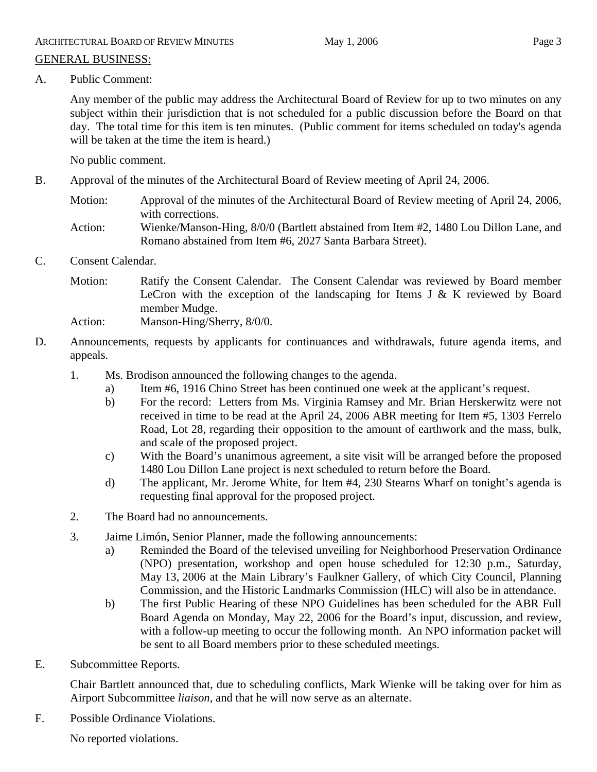GENERAL BUSINESS:

A. Public Comment:

Any member of the public may address the Architectural Board of Review for up to two minutes on any subject within their jurisdiction that is not scheduled for a public discussion before the Board on that day. The total time for this item is ten minutes. (Public comment for items scheduled on today's agenda will be taken at the time the item is heard.)

No public comment.

B. Approval of the minutes of the Architectural Board of Review meeting of April 24, 2006.

Motion: Approval of the minutes of the Architectural Board of Review meeting of April 24, 2006, with corrections.

Action: Wienke/Manson-Hing, 8/0/0 (Bartlett abstained from Item #2, 1480 Lou Dillon Lane, and Romano abstained from Item #6, 2027 Santa Barbara Street).

C. Consent Calendar.

Motion: Ratify the Consent Calendar. The Consent Calendar was reviewed by Board member LeCron with the exception of the landscaping for Items J & K reviewed by Board member Mudge.

Action: Manson-Hing/Sherry, 8/0/0.

D. Announcements, requests by applicants for continuances and withdrawals, future agenda items, and appeals.

1. Ms. Brodison announced the following changes to the agenda.
   a) Item #6, 1916 Chino Street has been continued one week at the applicant's request.
   b) For the record: Letters from Ms. Virginia Ramsey and Mr. Brian Herskerwitz were not received in time to be read at the April 24, 2006 ABR meeting for Item #5, 1303 Ferrelo Road, Lot 28, regarding their opposition to the amount of earthwork and the mass, bulk, and scale of the proposed project.
   c) With the Board's unanimous agreement, a site visit will be arranged before the proposed 1480 Lou Dillon Lane project is next scheduled to return before the Board.
   d) The applicant, Mr. Jerome White, for Item #4, 230 Stearns Wharf on tonight's agenda is requesting final approval for the proposed project.

2. The Board had no announcements.

3. Jaime Limón, Senior Planner, made the following announcements:
   a) Reminded the Board of the televised unveiling for Neighborhood Preservation Ordinance (NPO) presentation, workshop and open house scheduled for 12:30 p.m., Saturday, May 13, 2006 at the Main Library's Faulkner Gallery, of which City Council, Planning Commission, and the Historic Landmarks Commission (HLC) will also be in attendance.
   b) The first Public Hearing of these NPO Guidelines has been scheduled for the ABR Full Board Agenda on Monday, May 22, 2006 for the Board's input, discussion, and review, with a follow-up meeting to occur the following month. An NPO information packet will be sent to all Board members prior to these scheduled meetings.

E. Subcommittee Reports.

Chair Bartlett announced that, due to scheduling conflicts, Mark Wienke will be taking over for him as Airport Subcommittee *liaison*, and that he will now serve as an alternate.

F. Possible Ordinance Violations.

No reported violations.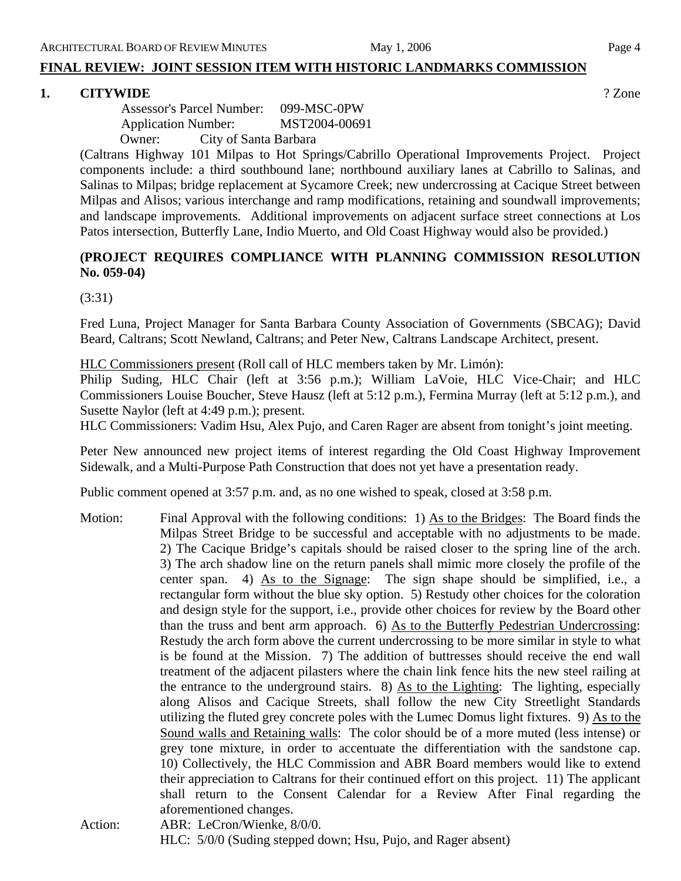## FINAL REVIEW: JOINT SESSION ITEM WITH HISTORIC LANDMARKS COMMISSION

**1. CITYWIDE** ? Zone

Assessor's Parcel Number: 099-MSC-0PW
Application Number: MST2004-00691
Owner: City of Santa Barbara

(Caltrans Highway 101 Milpas to Hot Springs/Cabrillo Operational Improvements Project. Project components include: a third southbound lane; northbound auxiliary lanes at Cabrillo to Salinas, and Salinas to Milpas; bridge replacement at Sycamore Creek; new undercrossing at Cacique Street between Milpas and Alisos; various interchange and ramp modifications, retaining and soundwall improvements; and landscape improvements. Additional improvements on adjacent surface street connections at Los Patos intersection, Butterfly Lane, Indio Muerto, and Old Coast Highway would also be provided.)

**(PROJECT REQUIRES COMPLIANCE WITH PLANNING COMMISSION RESOLUTION No. 059-04)**

(3:31)

Fred Luna, Project Manager for Santa Barbara County Association of Governments (SBCAG); David Beard, Caltrans; Scott Newland, Caltrans; and Peter New, Caltrans Landscape Architect, present.

<u>HLC Commissioners present</u> (Roll call of HLC members taken by Mr. Limón):
Philip Suding, HLC Chair (left at 3:56 p.m.); William LaVoie, HLC Vice-Chair; and HLC Commissioners Louise Boucher, Steve Hausz (left at 5:12 p.m.), Fermina Murray (left at 5:12 p.m.), and Susette Naylor (left at 4:49 p.m.); present.
HLC Commissioners: Vadim Hsu, Alex Pujo, and Caren Rager are absent from tonight's joint meeting.

Peter New announced new project items of interest regarding the Old Coast Highway Improvement Sidewalk, and a Multi-Purpose Path Construction that does not yet have a presentation ready.

Public comment opened at 3:57 p.m. and, as no one wished to speak, closed at 3:58 p.m.

Motion: Final Approval with the following conditions: 1) <u>As to the Bridges</u>: The Board finds the Milpas Street Bridge to be successful and acceptable with no adjustments to be made. 2) The Cacique Bridge's capitals should be raised closer to the spring line of the arch. 3) The arch shadow line on the return panels shall mimic more closely the profile of the center span. 4) <u>As to the Signage</u>: The sign shape should be simplified, i.e., a rectangular form without the blue sky option. 5) Restudy other choices for the coloration and design style for the support, i.e., provide other choices for review by the Board other than the truss and bent arm approach. 6) <u>As to the Butterfly Pedestrian Undercrossing</u>: Restudy the arch form above the current undercrossing to be more similar in style to what is be found at the Mission. 7) The addition of buttresses should receive the end wall treatment of the adjacent pilasters where the chain link fence hits the new steel railing at the entrance to the underground stairs. 8) <u>As to the Lighting</u>: The lighting, especially along Alisos and Cacique Streets, shall follow the new City Streetlight Standards utilizing the fluted grey concrete poles with the Lumec Domus light fixtures. 9) <u>As to the Sound walls and Retaining walls</u>: The color should be of a more muted (less intense) or grey tone mixture, in order to accentuate the differentiation with the sandstone cap. 10) Collectively, the HLC Commission and ABR Board members would like to extend their appreciation to Caltrans for their continued effort on this project. 11) The applicant shall return to the Consent Calendar for a Review After Final regarding the aforementioned changes.

Action: ABR: LeCron/Wienke, 8/0/0.
HLC: 5/0/0 (Suding stepped down; Hsu, Pujo, and Rager absent)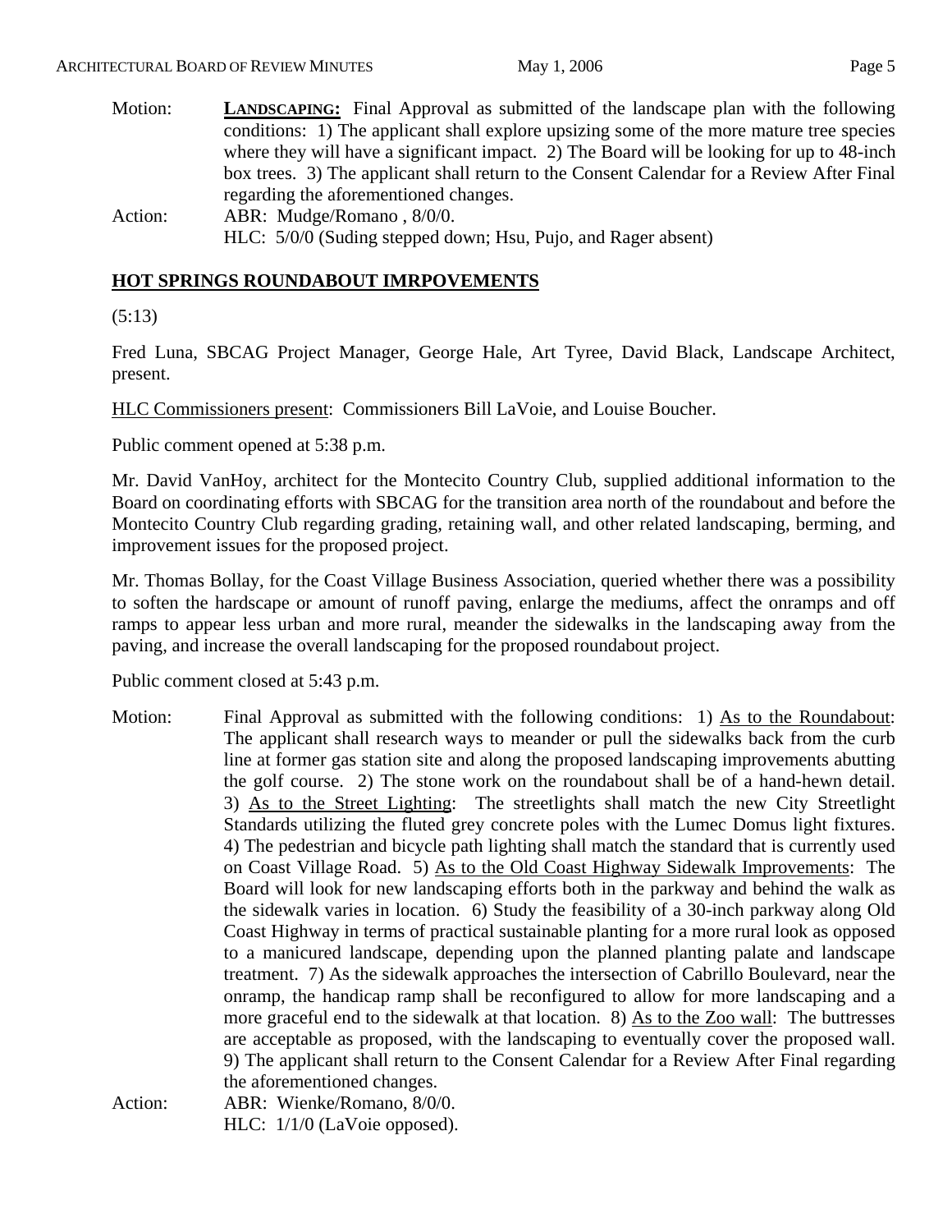Motion: **LANDSCAPING:** Final Approval as submitted of the landscape plan with the following conditions: 1) The applicant shall explore upsizing some of the more mature tree species where they will have a significant impact. 2) The Board will be looking for up to 48-inch box trees. 3) The applicant shall return to the Consent Calendar for a Review After Final regarding the aforementioned changes.

Action: ABR: Mudge/Romano , 8/0/0.
HLC: 5/0/0 (Suding stepped down; Hsu, Pujo, and Rager absent)

## HOT SPRINGS ROUNDABOUT IMRPOVEMENTS

(5:13)

Fred Luna, SBCAG Project Manager, George Hale, Art Tyree, David Black, Landscape Architect, present.

HLC Commissioners present: Commissioners Bill LaVoie, and Louise Boucher.

Public comment opened at 5:38 p.m.

Mr. David VanHoy, architect for the Montecito Country Club, supplied additional information to the Board on coordinating efforts with SBCAG for the transition area north of the roundabout and before the Montecito Country Club regarding grading, retaining wall, and other related landscaping, berming, and improvement issues for the proposed project.

Mr. Thomas Bollay, for the Coast Village Business Association, queried whether there was a possibility to soften the hardscape or amount of runoff paving, enlarge the mediums, affect the onramps and off ramps to appear less urban and more rural, meander the sidewalks in the landscaping away from the paving, and increase the overall landscaping for the proposed roundabout project.

Public comment closed at 5:43 p.m.

Motion: Final Approval as submitted with the following conditions: 1) As to the Roundabout: The applicant shall research ways to meander or pull the sidewalks back from the curb line at former gas station site and along the proposed landscaping improvements abutting the golf course. 2) The stone work on the roundabout shall be of a hand-hewn detail. 3) As to the Street Lighting: The streetlights shall match the new City Streetlight Standards utilizing the fluted grey concrete poles with the Lumec Domus light fixtures. 4) The pedestrian and bicycle path lighting shall match the standard that is currently used on Coast Village Road. 5) As to the Old Coast Highway Sidewalk Improvements: The Board will look for new landscaping efforts both in the parkway and behind the walk as the sidewalk varies in location. 6) Study the feasibility of a 30-inch parkway along Old Coast Highway in terms of practical sustainable planting for a more rural look as opposed to a manicured landscape, depending upon the planned planting palate and landscape treatment. 7) As the sidewalk approaches the intersection of Cabrillo Boulevard, near the onramp, the handicap ramp shall be reconfigured to allow for more landscaping and a more graceful end to the sidewalk at that location. 8) As to the Zoo wall: The buttresses are acceptable as proposed, with the landscaping to eventually cover the proposed wall. 9) The applicant shall return to the Consent Calendar for a Review After Final regarding the aforementioned changes.

Action: ABR: Wienke/Romano, 8/0/0.
HLC: 1/1/0 (LaVoie opposed).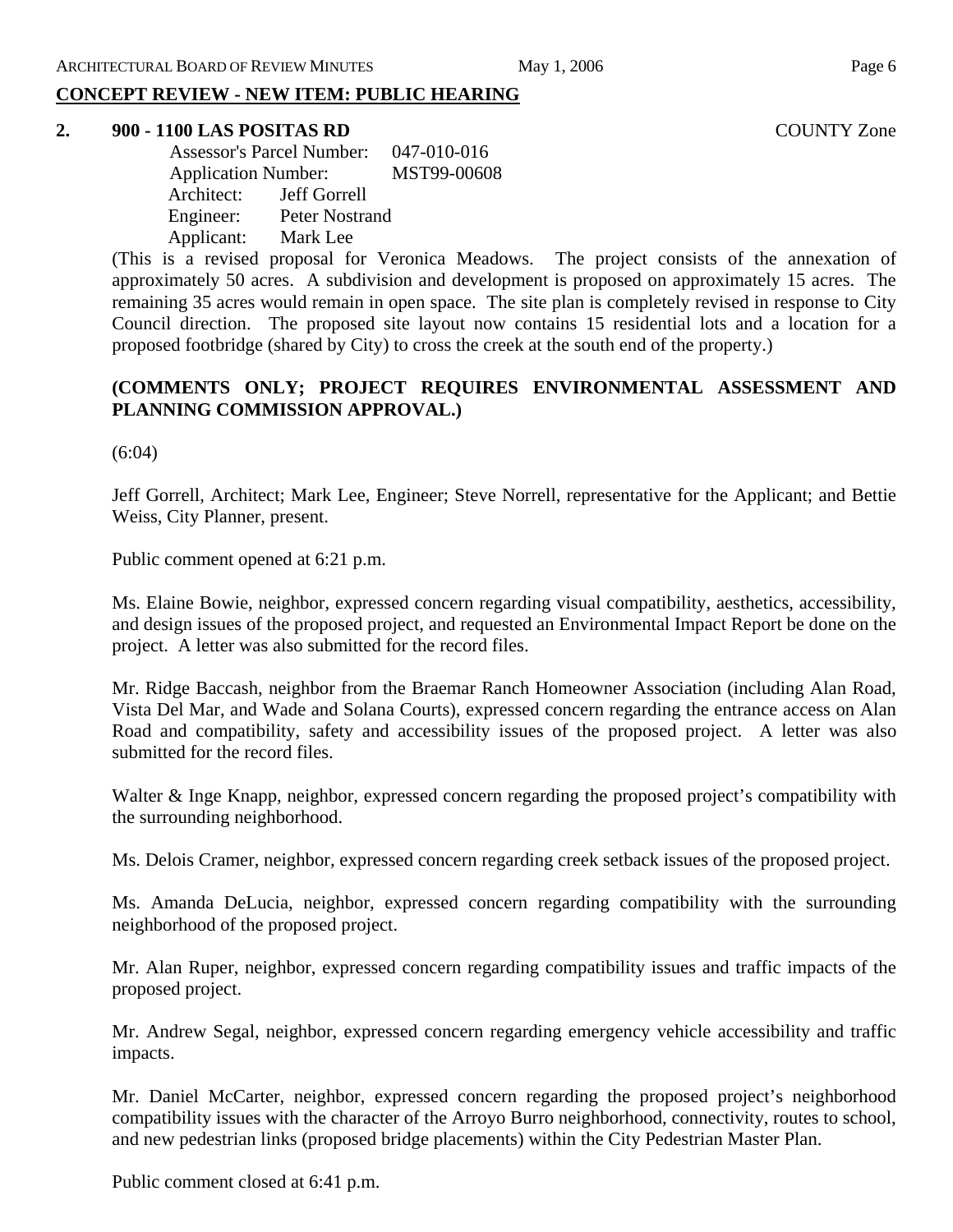## CONCEPT REVIEW - NEW ITEM: PUBLIC HEARING

**2. 900 - 1100 LAS POSITAS RD** COUNTY Zone

Assessor's Parcel Number: 047-010-016
Application Number: MST99-00608
Architect: Jeff Gorrell
Engineer: Peter Nostrand
Applicant: Mark Lee

(This is a revised proposal for Veronica Meadows. The project consists of the annexation of approximately 50 acres. A subdivision and development is proposed on approximately 15 acres. The remaining 35 acres would remain in open space. The site plan is completely revised in response to City Council direction. The proposed site layout now contains 15 residential lots and a location for a proposed footbridge (shared by City) to cross the creek at the south end of the property.)

**(COMMENTS ONLY; PROJECT REQUIRES ENVIRONMENTAL ASSESSMENT AND PLANNING COMMISSION APPROVAL.)**

(6:04)

Jeff Gorrell, Architect; Mark Lee, Engineer; Steve Norrell, representative for the Applicant; and Bettie Weiss, City Planner, present.

Public comment opened at 6:21 p.m.

Ms. Elaine Bowie, neighbor, expressed concern regarding visual compatibility, aesthetics, accessibility, and design issues of the proposed project, and requested an Environmental Impact Report be done on the project. A letter was also submitted for the record files.

Mr. Ridge Baccash, neighbor from the Braemar Ranch Homeowner Association (including Alan Road, Vista Del Mar, and Wade and Solana Courts), expressed concern regarding the entrance access on Alan Road and compatibility, safety and accessibility issues of the proposed project. A letter was also submitted for the record files.

Walter & Inge Knapp, neighbor, expressed concern regarding the proposed project's compatibility with the surrounding neighborhood.

Ms. Delois Cramer, neighbor, expressed concern regarding creek setback issues of the proposed project.

Ms. Amanda DeLucia, neighbor, expressed concern regarding compatibility with the surrounding neighborhood of the proposed project.

Mr. Alan Ruper, neighbor, expressed concern regarding compatibility issues and traffic impacts of the proposed project.

Mr. Andrew Segal, neighbor, expressed concern regarding emergency vehicle accessibility and traffic impacts.

Mr. Daniel McCarter, neighbor, expressed concern regarding the proposed project's neighborhood compatibility issues with the character of the Arroyo Burro neighborhood, connectivity, routes to school, and new pedestrian links (proposed bridge placements) within the City Pedestrian Master Plan.

Public comment closed at 6:41 p.m.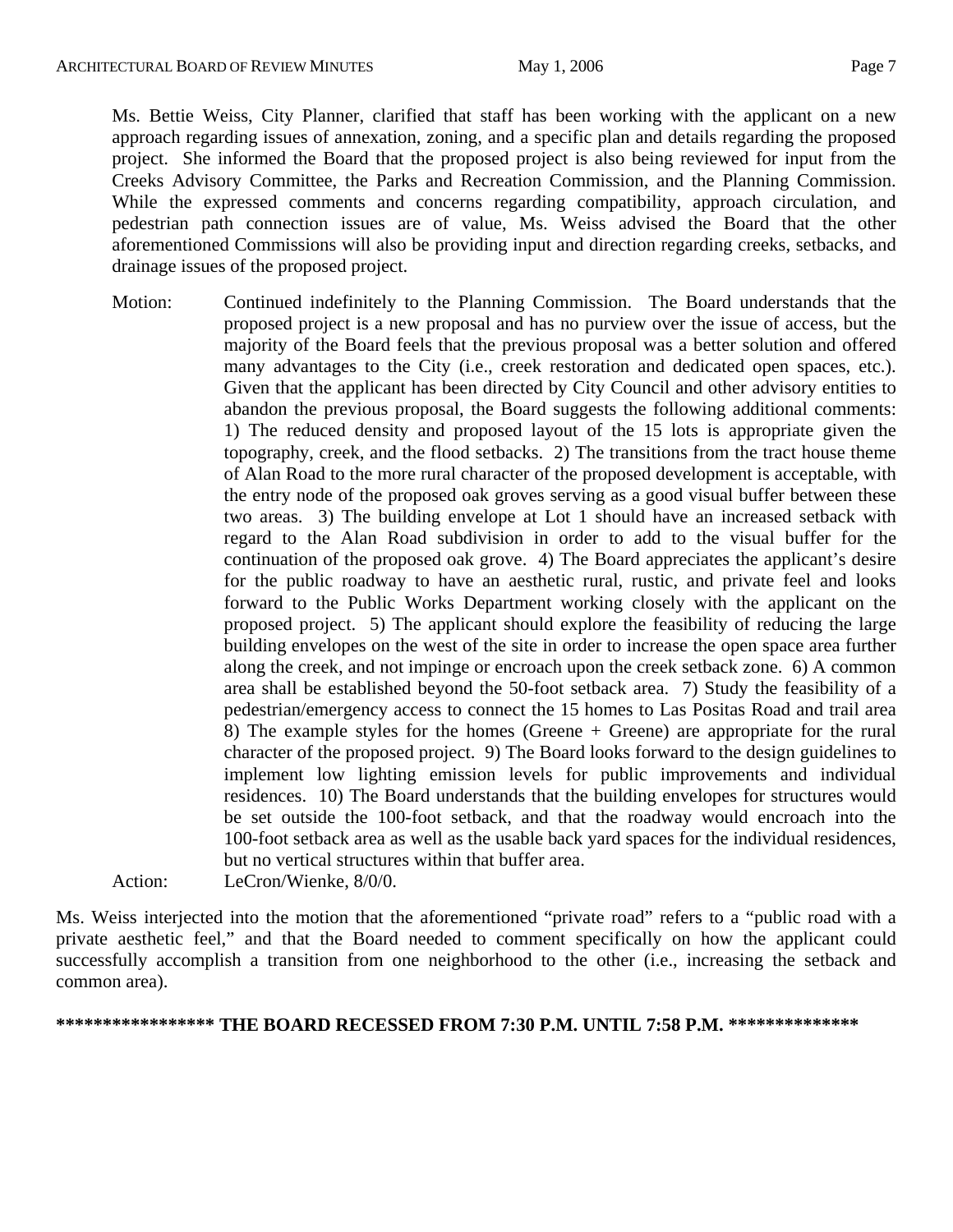Ms. Bettie Weiss, City Planner, clarified that staff has been working with the applicant on a new approach regarding issues of annexation, zoning, and a specific plan and details regarding the proposed project. She informed the Board that the proposed project is also being reviewed for input from the Creeks Advisory Committee, the Parks and Recreation Commission, and the Planning Commission. While the expressed comments and concerns regarding compatibility, approach circulation, and pedestrian path connection issues are of value, Ms. Weiss advised the Board that the other aforementioned Commissions will also be providing input and direction regarding creeks, setbacks, and drainage issues of the proposed project.

Motion: Continued indefinitely to the Planning Commission. The Board understands that the proposed project is a new proposal and has no purview over the issue of access, but the majority of the Board feels that the previous proposal was a better solution and offered many advantages to the City (i.e., creek restoration and dedicated open spaces, etc.). Given that the applicant has been directed by City Council and other advisory entities to abandon the previous proposal, the Board suggests the following additional comments: 1) The reduced density and proposed layout of the 15 lots is appropriate given the topography, creek, and the flood setbacks. 2) The transitions from the tract house theme of Alan Road to the more rural character of the proposed development is acceptable, with the entry node of the proposed oak groves serving as a good visual buffer between these two areas. 3) The building envelope at Lot 1 should have an increased setback with regard to the Alan Road subdivision in order to add to the visual buffer for the continuation of the proposed oak grove. 4) The Board appreciates the applicant's desire for the public roadway to have an aesthetic rural, rustic, and private feel and looks forward to the Public Works Department working closely with the applicant on the proposed project. 5) The applicant should explore the feasibility of reducing the large building envelopes on the west of the site in order to increase the open space area further along the creek, and not impinge or encroach upon the creek setback zone. 6) A common area shall be established beyond the 50-foot setback area. 7) Study the feasibility of a pedestrian/emergency access to connect the 15 homes to Las Positas Road and trail area 8) The example styles for the homes (Greene + Greene) are appropriate for the rural character of the proposed project. 9) The Board looks forward to the design guidelines to implement low lighting emission levels for public improvements and individual residences. 10) The Board understands that the building envelopes for structures would be set outside the 100-foot setback, and that the roadway would encroach into the 100-foot setback area as well as the usable back yard spaces for the individual residences, but no vertical structures within that buffer area.

Action: LeCron/Wienke, 8/0/0.

Ms. Weiss interjected into the motion that the aforementioned "private road" refers to a "public road with a private aesthetic feel," and that the Board needed to comment specifically on how the applicant could successfully accomplish a transition from one neighborhood to the other (i.e., increasing the setback and common area).

**\*\*\*\*\*\*\*\*\*\*\*\*\*\*\*\*\* THE BOARD RECESSED FROM 7:30 P.M. UNTIL 7:58 P.M. \*\*\*\*\*\*\*\*\*\*\*\*\*\***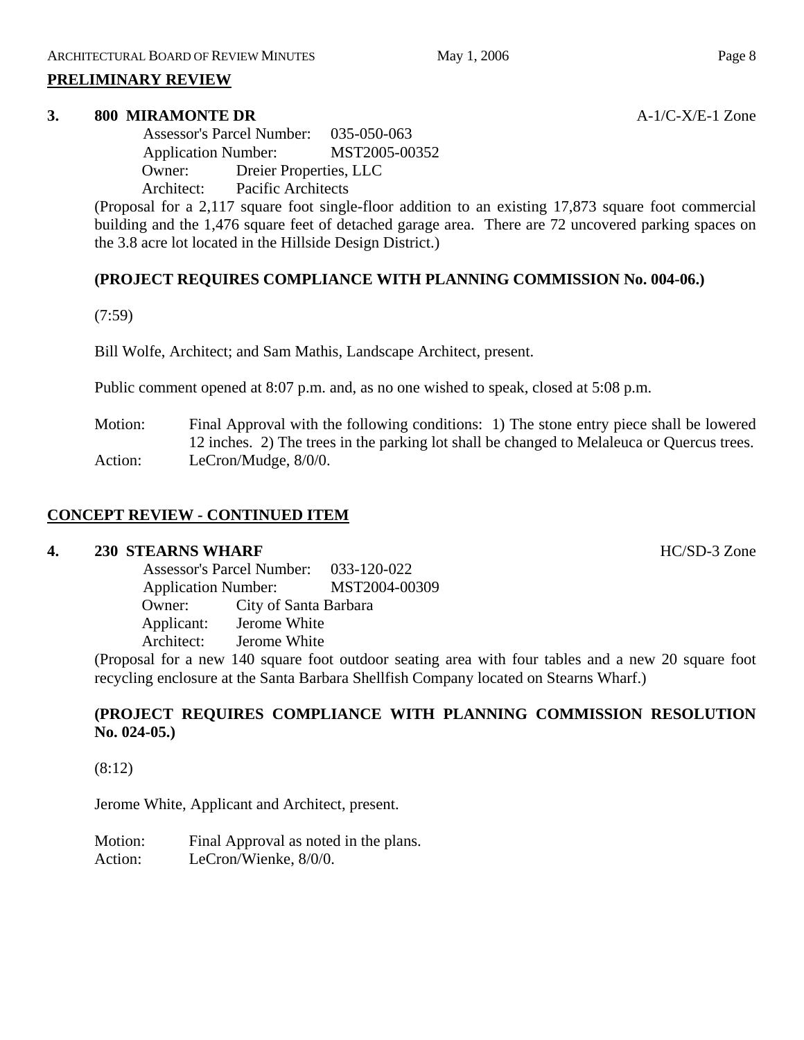## PRELIMINARY REVIEW

**3. 800 MIRAMONTE DR** A-1/C-X/E-1 Zone

Assessor's Parcel Number: 035-050-063
Application Number: MST2005-00352
Owner: Dreier Properties, LLC
Architect: Pacific Architects

(Proposal for a 2,117 square foot single-floor addition to an existing 17,873 square foot commercial building and the 1,476 square feet of detached garage area. There are 72 uncovered parking spaces on the 3.8 acre lot located in the Hillside Design District.)

**(PROJECT REQUIRES COMPLIANCE WITH PLANNING COMMISSION No. 004-06.)**

(7:59)

Bill Wolfe, Architect; and Sam Mathis, Landscape Architect, present.

Public comment opened at 8:07 p.m. and, as no one wished to speak, closed at 5:08 p.m.

Motion: Final Approval with the following conditions: 1) The stone entry piece shall be lowered 12 inches. 2) The trees in the parking lot shall be changed to Melaleuca or Quercus trees.
Action: LeCron/Mudge, 8/0/0.

## CONCEPT REVIEW - CONTINUED ITEM

**4. 230 STEARNS WHARF** HC/SD-3 Zone

Assessor's Parcel Number: 033-120-022
Application Number: MST2004-00309
Owner: City of Santa Barbara
Applicant: Jerome White
Architect: Jerome White

(Proposal for a new 140 square foot outdoor seating area with four tables and a new 20 square foot recycling enclosure at the Santa Barbara Shellfish Company located on Stearns Wharf.)

**(PROJECT REQUIRES COMPLIANCE WITH PLANNING COMMISSION RESOLUTION No. 024-05.)**

(8:12)

Jerome White, Applicant and Architect, present.

Motion: Final Approval as noted in the plans.
Action: LeCron/Wienke, 8/0/0.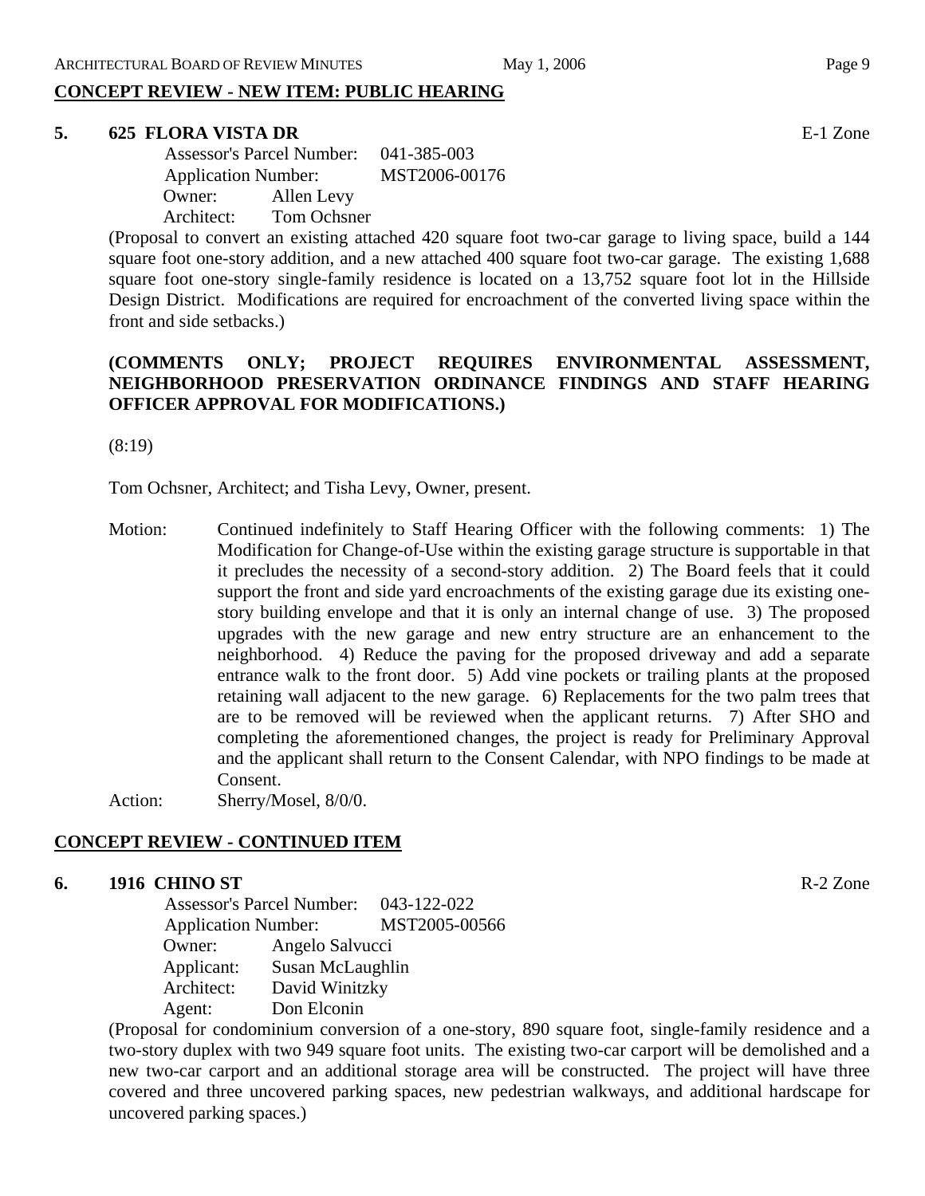## CONCEPT REVIEW - NEW ITEM: PUBLIC HEARING

**5. 625 FLORA VISTA DR** E-1 Zone

Assessor's Parcel Number: 041-385-003
Application Number: MST2006-00176
Owner: Allen Levy
Architect: Tom Ochsner

(Proposal to convert an existing attached 420 square foot two-car garage to living space, build a 144 square foot one-story addition, and a new attached 400 square foot two-car garage. The existing 1,688 square foot one-story single-family residence is located on a 13,752 square foot lot in the Hillside Design District. Modifications are required for encroachment of the converted living space within the front and side setbacks.)

**(COMMENTS ONLY; PROJECT REQUIRES ENVIRONMENTAL ASSESSMENT, NEIGHBORHOOD PRESERVATION ORDINANCE FINDINGS AND STAFF HEARING OFFICER APPROVAL FOR MODIFICATIONS.)**

(8:19)

Tom Ochsner, Architect; and Tisha Levy, Owner, present.

Motion: Continued indefinitely to Staff Hearing Officer with the following comments: 1) The Modification for Change-of-Use within the existing garage structure is supportable in that it precludes the necessity of a second-story addition. 2) The Board feels that it could support the front and side yard encroachments of the existing garage due its existing one-story building envelope and that it is only an internal change of use. 3) The proposed upgrades with the new garage and new entry structure are an enhancement to the neighborhood. 4) Reduce the paving for the proposed driveway and add a separate entrance walk to the front door. 5) Add vine pockets or trailing plants at the proposed retaining wall adjacent to the new garage. 6) Replacements for the two palm trees that are to be removed will be reviewed when the applicant returns. 7) After SHO and completing the aforementioned changes, the project is ready for Preliminary Approval and the applicant shall return to the Consent Calendar, with NPO findings to be made at Consent.

Action: Sherry/Mosel, 8/0/0.

## CONCEPT REVIEW - CONTINUED ITEM

**6. 1916 CHINO ST** R-2 Zone

Assessor's Parcel Number: 043-122-022
Application Number: MST2005-00566
Owner: Angelo Salvucci
Applicant: Susan McLaughlin
Architect: David Winitzky
Agent: Don Elconin

(Proposal for condominium conversion of a one-story, 890 square foot, single-family residence and a two-story duplex with two 949 square foot units. The existing two-car carport will be demolished and a new two-car carport and an additional storage area will be constructed. The project will have three covered and three uncovered parking spaces, new pedestrian walkways, and additional hardscape for uncovered parking spaces.)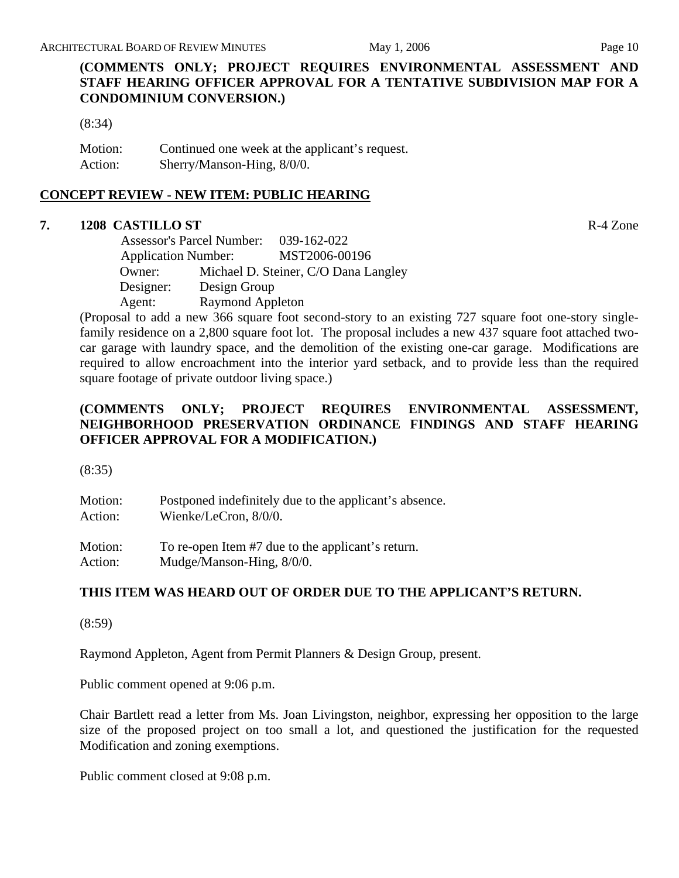**(COMMENTS ONLY; PROJECT REQUIRES ENVIRONMENTAL ASSESSMENT AND STAFF HEARING OFFICER APPROVAL FOR A TENTATIVE SUBDIVISION MAP FOR A CONDOMINIUM CONVERSION.)**

(8:34)

Motion: Continued one week at the applicant's request.
Action: Sherry/Manson-Hing, 8/0/0.

## CONCEPT REVIEW - NEW ITEM: PUBLIC HEARING

### 7. 1208 CASTILLO ST — R-4 Zone

Assessor's Parcel Number: 039-162-022
Application Number: MST2006-00196
Owner: Michael D. Steiner, C/O Dana Langley
Designer: Design Group
Agent: Raymond Appleton

(Proposal to add a new 366 square foot second-story to an existing 727 square foot one-story single-family residence on a 2,800 square foot lot. The proposal includes a new 437 square foot attached two-car garage with laundry space, and the demolition of the existing one-car garage. Modifications are required to allow encroachment into the interior yard setback, and to provide less than the required square footage of private outdoor living space.)

**(COMMENTS ONLY; PROJECT REQUIRES ENVIRONMENTAL ASSESSMENT, NEIGHBORHOOD PRESERVATION ORDINANCE FINDINGS AND STAFF HEARING OFFICER APPROVAL FOR A MODIFICATION.)**

(8:35)

Motion: Postponed indefinitely due to the applicant's absence.
Action: Wienke/LeCron, 8/0/0.

Motion: To re-open Item #7 due to the applicant's return.
Action: Mudge/Manson-Hing, 8/0/0.

**THIS ITEM WAS HEARD OUT OF ORDER DUE TO THE APPLICANT'S RETURN.**

(8:59)

Raymond Appleton, Agent from Permit Planners & Design Group, present.

Public comment opened at 9:06 p.m.

Chair Bartlett read a letter from Ms. Joan Livingston, neighbor, expressing her opposition to the large size of the proposed project on too small a lot, and questioned the justification for the requested Modification and zoning exemptions.

Public comment closed at 9:08 p.m.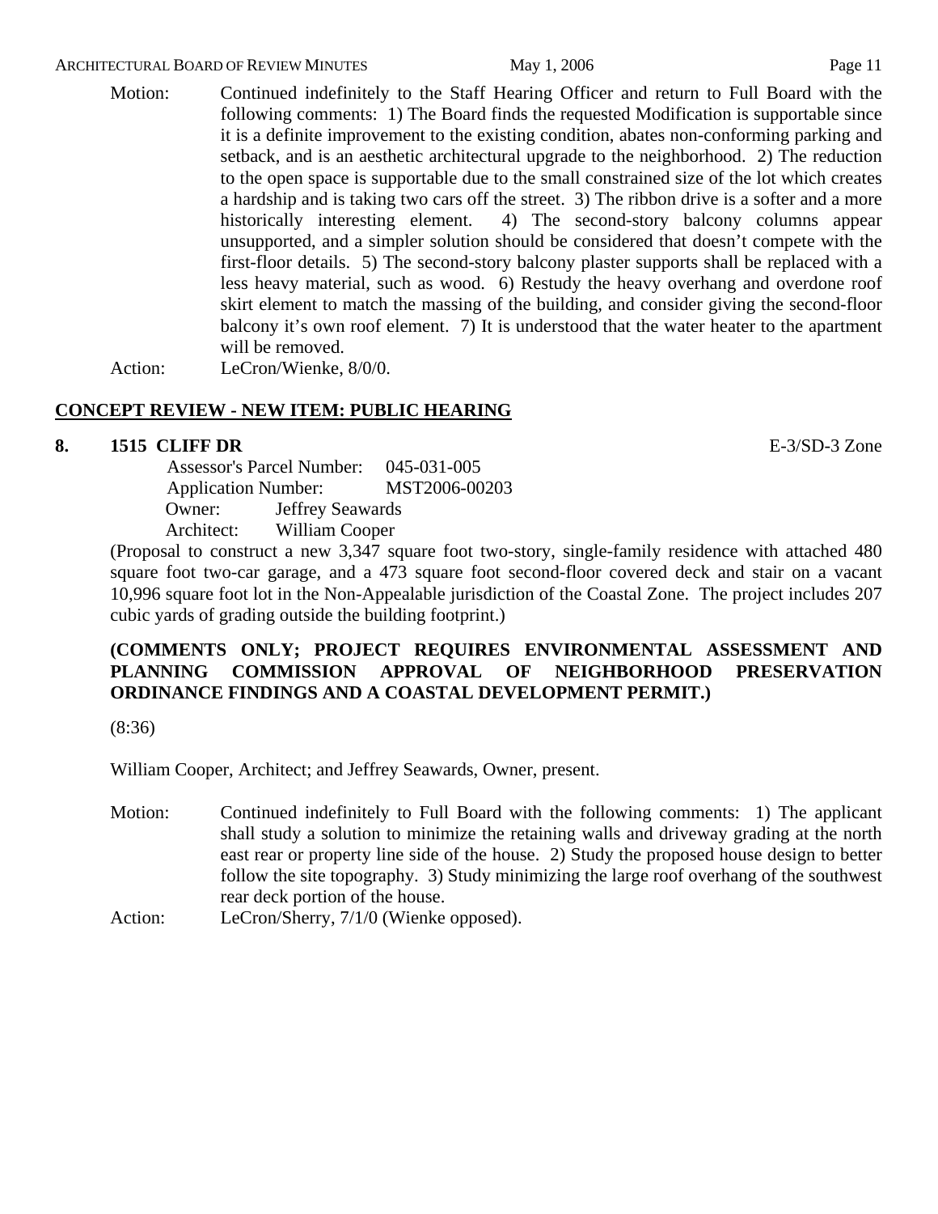Motion: Continued indefinitely to the Staff Hearing Officer and return to Full Board with the following comments: 1) The Board finds the requested Modification is supportable since it is a definite improvement to the existing condition, abates non-conforming parking and setback, and is an aesthetic architectural upgrade to the neighborhood. 2) The reduction to the open space is supportable due to the small constrained size of the lot which creates a hardship and is taking two cars off the street. 3) The ribbon drive is a softer and a more historically interesting element. 4) The second-story balcony columns appear unsupported, and a simpler solution should be considered that doesn't compete with the first-floor details. 5) The second-story balcony plaster supports shall be replaced with a less heavy material, such as wood. 6) Restudy the heavy overhang and overdone roof skirt element to match the massing of the building, and consider giving the second-floor balcony it's own roof element. 7) It is understood that the water heater to the apartment will be removed.

Action: LeCron/Wienke, 8/0/0.

## CONCEPT REVIEW - NEW ITEM: PUBLIC HEARING

**8. 1515 CLIFF DR** E-3/SD-3 Zone

Assessor's Parcel Number: 045-031-005
Application Number: MST2006-00203
Owner: Jeffrey Seawards
Architect: William Cooper

(Proposal to construct a new 3,347 square foot two-story, single-family residence with attached 480 square foot two-car garage, and a 473 square foot second-floor covered deck and stair on a vacant 10,996 square foot lot in the Non-Appealable jurisdiction of the Coastal Zone. The project includes 207 cubic yards of grading outside the building footprint.)

**(COMMENTS ONLY; PROJECT REQUIRES ENVIRONMENTAL ASSESSMENT AND PLANNING COMMISSION APPROVAL OF NEIGHBORHOOD PRESERVATION ORDINANCE FINDINGS AND A COASTAL DEVELOPMENT PERMIT.)**

(8:36)

William Cooper, Architect; and Jeffrey Seawards, Owner, present.

Motion: Continued indefinitely to Full Board with the following comments: 1) The applicant shall study a solution to minimize the retaining walls and driveway grading at the north east rear or property line side of the house. 2) Study the proposed house design to better follow the site topography. 3) Study minimizing the large roof overhang of the southwest rear deck portion of the house.

Action: LeCron/Sherry, 7/1/0 (Wienke opposed).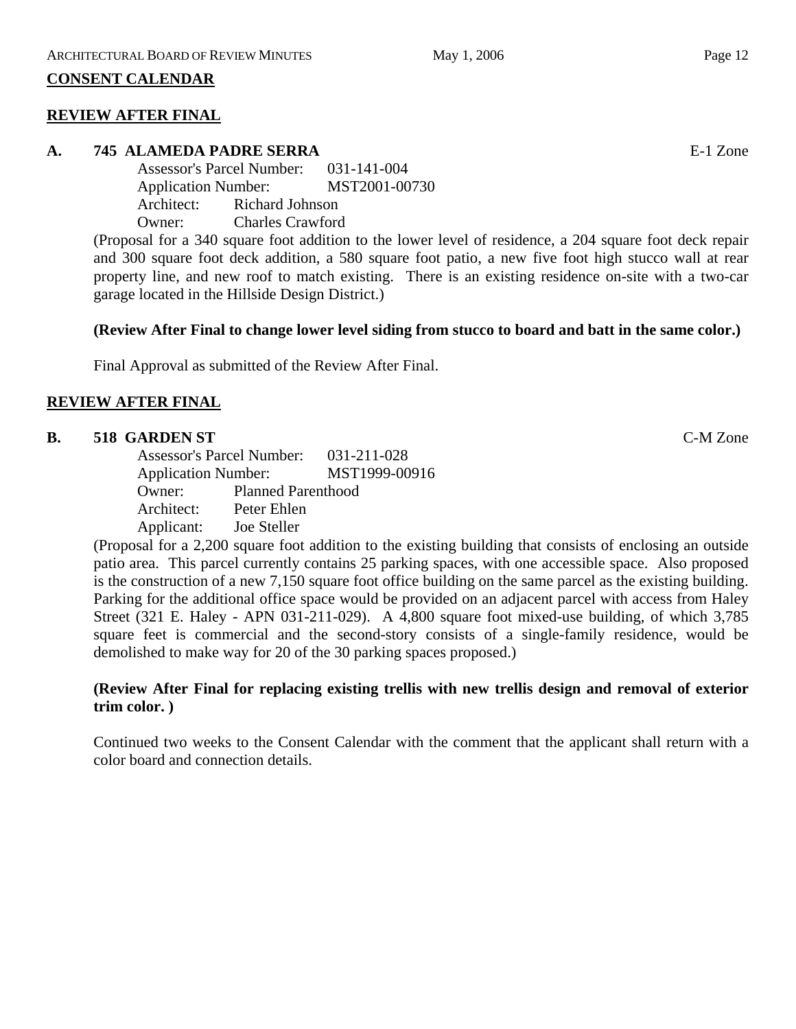## CONSENT CALENDAR

### REVIEW AFTER FINAL

**A. 745 ALAMEDA PADRE SERRA** E-1 Zone

Assessor's Parcel Number: 031-141-004
Application Number: MST2001-00730
Architect: Richard Johnson
Owner: Charles Crawford

(Proposal for a 340 square foot addition to the lower level of residence, a 204 square foot deck repair and 300 square foot deck addition, a 580 square foot patio, a new five foot high stucco wall at rear property line, and new roof to match existing. There is an existing residence on-site with a two-car garage located in the Hillside Design District.)

**(Review After Final to change lower level siding from stucco to board and batt in the same color.)**

Final Approval as submitted of the Review After Final.

### REVIEW AFTER FINAL

**B. 518 GARDEN ST** C-M Zone

Assessor's Parcel Number: 031-211-028
Application Number: MST1999-00916
Owner: Planned Parenthood
Architect: Peter Ehlen
Applicant: Joe Steller

(Proposal for a 2,200 square foot addition to the existing building that consists of enclosing an outside patio area. This parcel currently contains 25 parking spaces, with one accessible space. Also proposed is the construction of a new 7,150 square foot office building on the same parcel as the existing building. Parking for the additional office space would be provided on an adjacent parcel with access from Haley Street (321 E. Haley - APN 031-211-029). A 4,800 square foot mixed-use building, of which 3,785 square feet is commercial and the second-story consists of a single-family residence, would be demolished to make way for 20 of the 30 parking spaces proposed.)

**(Review After Final for replacing existing trellis with new trellis design and removal of exterior trim color. )**

Continued two weeks to the Consent Calendar with the comment that the applicant shall return with a color board and connection details.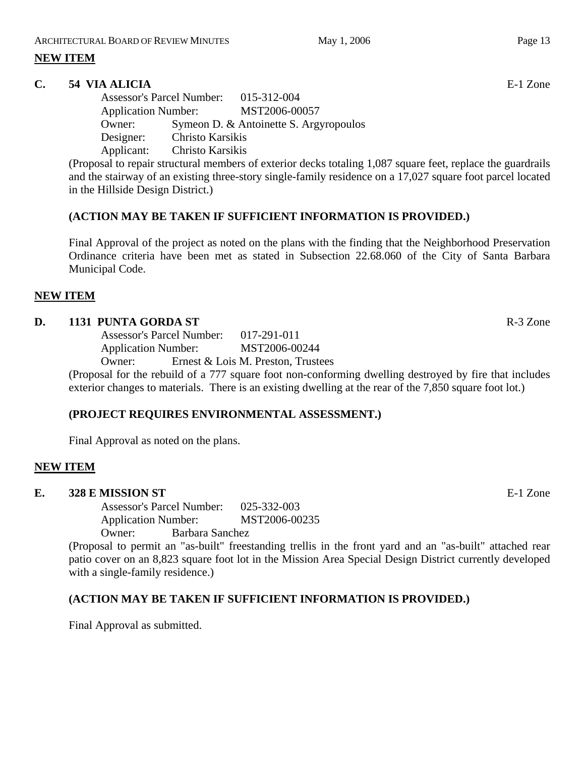**NEW ITEM**

**C. 54 VIA ALICIA** E-1 Zone

Assessor's Parcel Number: 015-312-004
Application Number: MST2006-00057
Owner: Symeon D. & Antoinette S. Argyropoulos
Designer: Christo Karsikis
Applicant: Christo Karsikis

(Proposal to repair structural members of exterior decks totaling 1,087 square feet, replace the guardrails and the stairway of an existing three-story single-family residence on a 17,027 square foot parcel located in the Hillside Design District.)

**(ACTION MAY BE TAKEN IF SUFFICIENT INFORMATION IS PROVIDED.)**

Final Approval of the project as noted on the plans with the finding that the Neighborhood Preservation Ordinance criteria have been met as stated in Subsection 22.68.060 of the City of Santa Barbara Municipal Code.

**NEW ITEM**

**D. 1131 PUNTA GORDA ST** R-3 Zone

Assessor's Parcel Number: 017-291-011
Application Number: MST2006-00244
Owner: Ernest & Lois M. Preston, Trustees

(Proposal for the rebuild of a 777 square foot non-conforming dwelling destroyed by fire that includes exterior changes to materials. There is an existing dwelling at the rear of the 7,850 square foot lot.)

**(PROJECT REQUIRES ENVIRONMENTAL ASSESSMENT.)**

Final Approval as noted on the plans.

**NEW ITEM**

**E. 328 E MISSION ST** E-1 Zone

Assessor's Parcel Number: 025-332-003
Application Number: MST2006-00235
Owner: Barbara Sanchez

(Proposal to permit an "as-built" freestanding trellis in the front yard and an "as-built" attached rear patio cover on an 8,823 square foot lot in the Mission Area Special Design District currently developed with a single-family residence.)

**(ACTION MAY BE TAKEN IF SUFFICIENT INFORMATION IS PROVIDED.)**

Final Approval as submitted.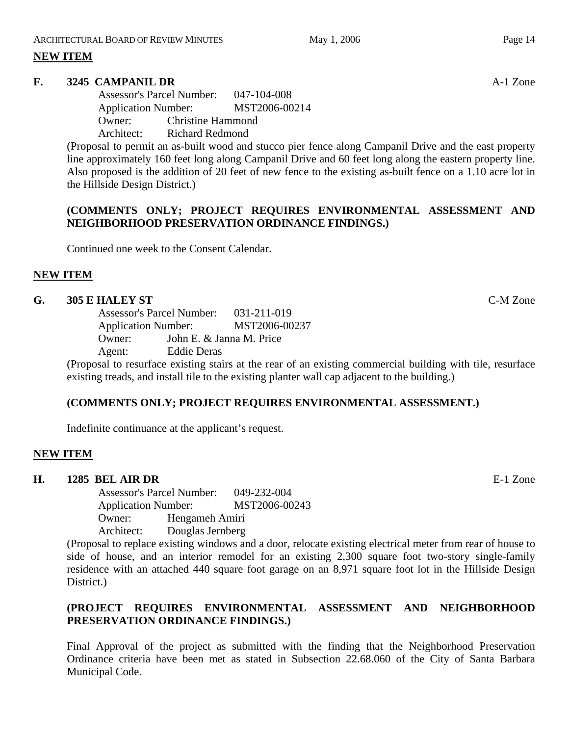**NEW ITEM**

**F. 3245 CAMPANIL DR** A-1 Zone

Assessor's Parcel Number: 047-104-008
Application Number: MST2006-00214
Owner: Christine Hammond
Architect: Richard Redmond

(Proposal to permit an as-built wood and stucco pier fence along Campanil Drive and the east property line approximately 160 feet long along Campanil Drive and 60 feet long along the eastern property line. Also proposed is the addition of 20 feet of new fence to the existing as-built fence on a 1.10 acre lot in the Hillside Design District.)

**(COMMENTS ONLY; PROJECT REQUIRES ENVIRONMENTAL ASSESSMENT AND NEIGHBORHOOD PRESERVATION ORDINANCE FINDINGS.)**

Continued one week to the Consent Calendar.

**NEW ITEM**

**G. 305 E HALEY ST** C-M Zone

Assessor's Parcel Number: 031-211-019
Application Number: MST2006-00237
Owner: John E. & Janna M. Price
Agent: Eddie Deras

(Proposal to resurface existing stairs at the rear of an existing commercial building with tile, resurface existing treads, and install tile to the existing planter wall cap adjacent to the building.)

**(COMMENTS ONLY; PROJECT REQUIRES ENVIRONMENTAL ASSESSMENT.)**

Indefinite continuance at the applicant's request.

**NEW ITEM**

**H. 1285 BEL AIR DR** E-1 Zone

Assessor's Parcel Number: 049-232-004
Application Number: MST2006-00243
Owner: Hengameh Amiri
Architect: Douglas Jernberg

(Proposal to replace existing windows and a door, relocate existing electrical meter from rear of house to side of house, and an interior remodel for an existing 2,300 square foot two-story single-family residence with an attached 440 square foot garage on an 8,971 square foot lot in the Hillside Design District.)

**(PROJECT REQUIRES ENVIRONMENTAL ASSESSMENT AND NEIGHBORHOOD PRESERVATION ORDINANCE FINDINGS.)**

Final Approval of the project as submitted with the finding that the Neighborhood Preservation Ordinance criteria have been met as stated in Subsection 22.68.060 of the City of Santa Barbara Municipal Code.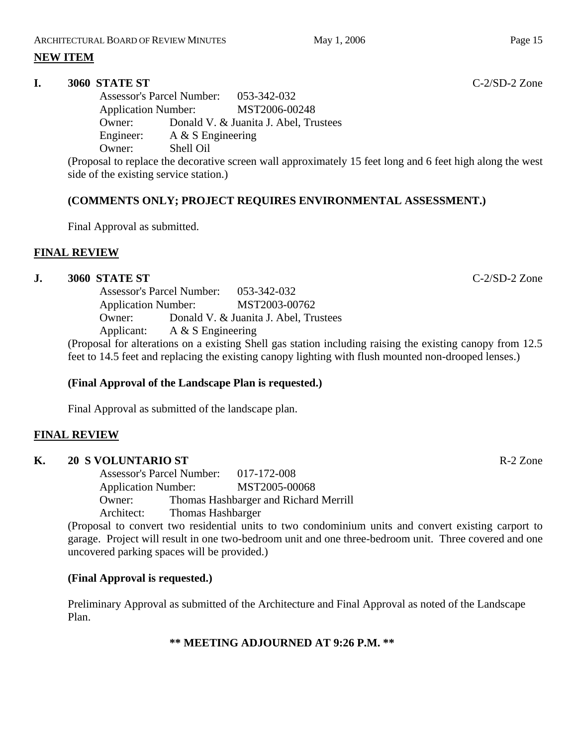## NEW ITEM

**I. 3060 STATE ST** C-2/SD-2 Zone

Assessor's Parcel Number: 053-342-032
Application Number: MST2006-00248
Owner: Donald V. & Juanita J. Abel, Trustees
Engineer: A & S Engineering
Owner: Shell Oil

(Proposal to replace the decorative screen wall approximately 15 feet long and 6 feet high along the west side of the existing service station.)

**(COMMENTS ONLY; PROJECT REQUIRES ENVIRONMENTAL ASSESSMENT.)**

Final Approval as submitted.

## FINAL REVIEW

**J. 3060 STATE ST** C-2/SD-2 Zone

Assessor's Parcel Number: 053-342-032
Application Number: MST2003-00762
Owner: Donald V. & Juanita J. Abel, Trustees
Applicant: A & S Engineering

(Proposal for alterations on a existing Shell gas station including raising the existing canopy from 12.5 feet to 14.5 feet and replacing the existing canopy lighting with flush mounted non-drooped lenses.)

**(Final Approval of the Landscape Plan is requested.)**

Final Approval as submitted of the landscape plan.

## FINAL REVIEW

**K. 20 S VOLUNTARIO ST** R-2 Zone

Assessor's Parcel Number: 017-172-008
Application Number: MST2005-00068
Owner: Thomas Hashbarger and Richard Merrill
Architect: Thomas Hashbarger

(Proposal to convert two residential units to two condominium units and convert existing carport to garage. Project will result in one two-bedroom unit and one three-bedroom unit. Three covered and one uncovered parking spaces will be provided.)

**(Final Approval is requested.)**

Preliminary Approval as submitted of the Architecture and Final Approval as noted of the Landscape Plan.

**\*\* MEETING ADJOURNED AT 9:26 P.M. \*\***